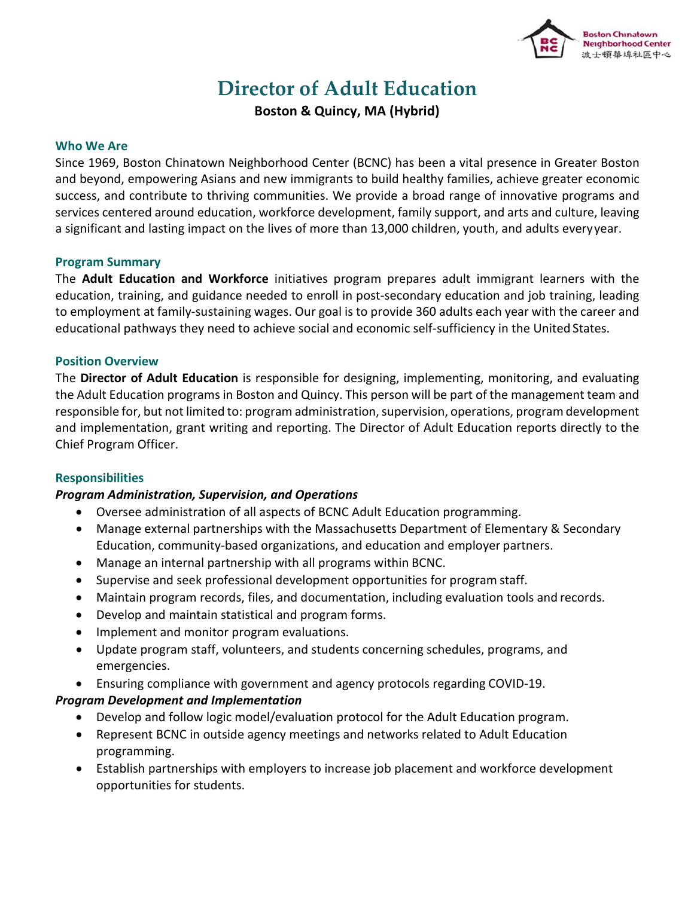# Director of Adult Education

**Boston & Quincy, MA (Hybrid)**

## Who We Are

Since 1969, Boston Chinatown Neighborhood Center (BCNC) has been a vital presence in Greater Boston and beyond, empowering Asians and new immigrants to build healthy families, achieve greater economic success, and contribute to thriving communities. We provide a broad range of innovative programs and services centered around education, workforce development, family support, and arts and culture, leaving a significant and lasting impact on the lives of more than 13,000 children, youth, and adults every year.

## Program Summary

The **Adult Education and Workforce** initiatives program prepares adult immigrant learners with the education, training, and guidance needed to enroll in post-secondary education and job training, leading to employment at family-sustaining wages. Our goal is to provide 360 adults each year with the career and educational pathways they need to achieve social and economic self-sufficiency in the United States.

## Position Overview

The **Director of Adult Education** is responsible for designing, implementing, monitoring, and evaluating the Adult Education programs in Boston and Quincy. This person will be part of the management team and responsible for, but not limited to: program administration, supervision, operations, program development and implementation, grant writing and reporting. The Director of Adult Education reports directly to the Chief Program Officer.

## Responsibilities

### *Program Administration, Supervision, and Operations*

- Oversee administration of all aspects of BCNC Adult Education programming.
- Manage external partnerships with the Massachusetts Department of Elementary & Secondary Education, community-based organizations, and education and employer partners.
- Manage an internal partnership with all programs within BCNC.
- Supervise and seek professional development opportunities for program staff.
- Maintain program records, files, and documentation, including evaluation tools and records.
- Develop and maintain statistical and program forms.
- Implement and monitor program evaluations.
- Update program staff, volunteers, and students concerning schedules, programs, and emergencies.
- Ensuring compliance with government and agency protocols regarding COVID-19.

### *Program Development and Implementation*

- Develop and follow logic model/evaluation protocol for the Adult Education program.
- Represent BCNC in outside agency meetings and networks related to Adult Education programming.
- Establish partnerships with employers to increase job placement and workforce development opportunities for students.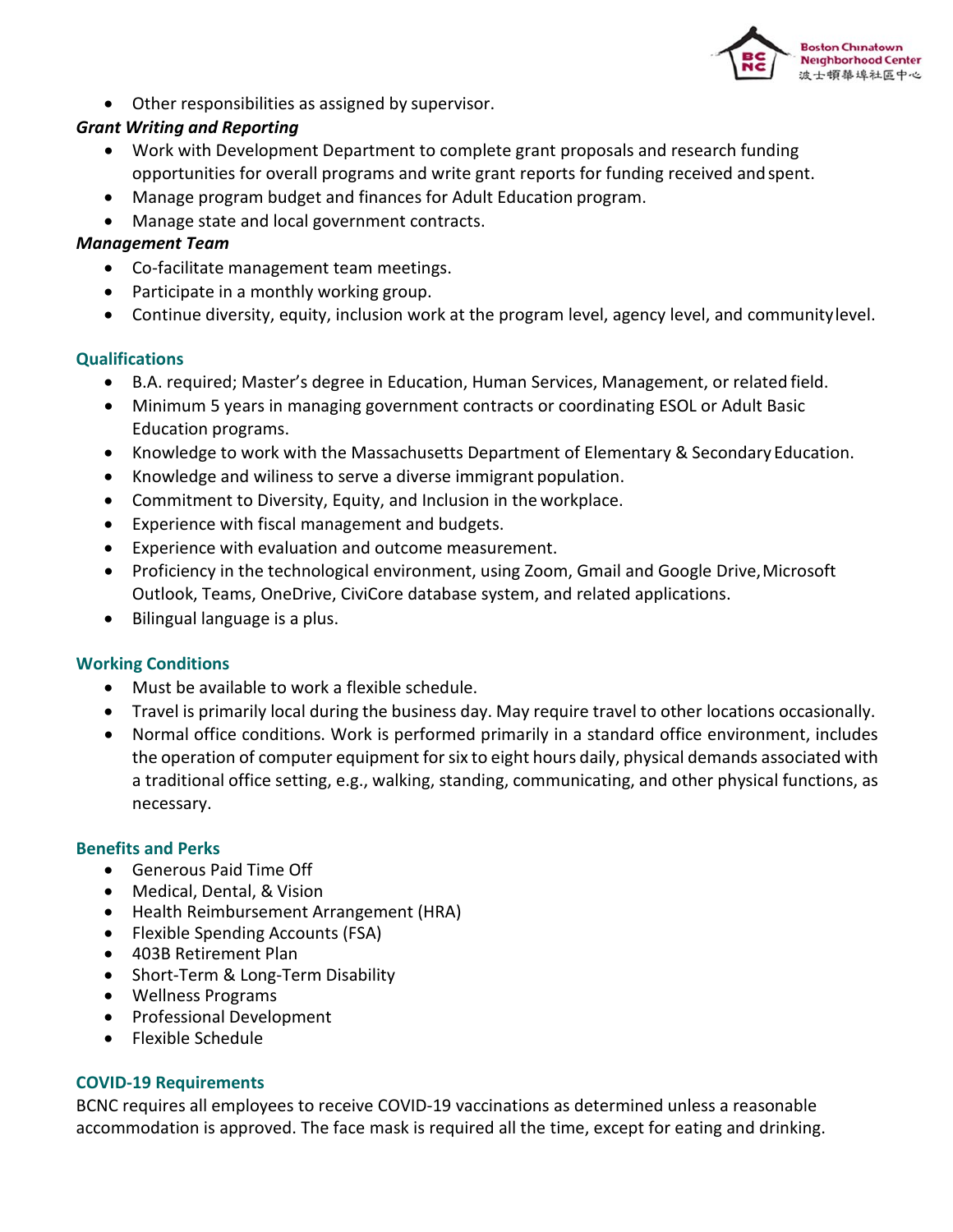- Other responsibilities as assigned by supervisor.

***Grant Writing and Reporting***

- Work with Development Department to complete grant proposals and research funding opportunities for overall programs and write grant reports for funding received and spent.
- Manage program budget and finances for Adult Education program.
- Manage state and local government contracts.

***Management Team***

- Co-facilitate management team meetings.
- Participate in a monthly working group.
- Continue diversity, equity, inclusion work at the program level, agency level, and community level.

## Qualifications

- B.A. required; Master's degree in Education, Human Services, Management, or related field.
- Minimum 5 years in managing government contracts or coordinating ESOL or Adult Basic Education programs.
- Knowledge to work with the Massachusetts Department of Elementary & Secondary Education.
- Knowledge and wiliness to serve a diverse immigrant population.
- Commitment to Diversity, Equity, and Inclusion in the workplace.
- Experience with fiscal management and budgets.
- Experience with evaluation and outcome measurement.
- Proficiency in the technological environment, using Zoom, Gmail and Google Drive, Microsoft Outlook, Teams, OneDrive, CiviCore database system, and related applications.
- Bilingual language is a plus.

## Working Conditions

- Must be available to work a flexible schedule.
- Travel is primarily local during the business day. May require travel to other locations occasionally.
- Normal office conditions. Work is performed primarily in a standard office environment, includes the operation of computer equipment for six to eight hours daily, physical demands associated with a traditional office setting, e.g., walking, standing, communicating, and other physical functions, as necessary.

## Benefits and Perks

- Generous Paid Time Off
- Medical, Dental, & Vision
- Health Reimbursement Arrangement (HRA)
- Flexible Spending Accounts (FSA)
- 403B Retirement Plan
- Short-Term & Long-Term Disability
- Wellness Programs
- Professional Development
- Flexible Schedule

## COVID-19 Requirements

BCNC requires all employees to receive COVID-19 vaccinations as determined unless a reasonable accommodation is approved. The face mask is required all the time, except for eating and drinking.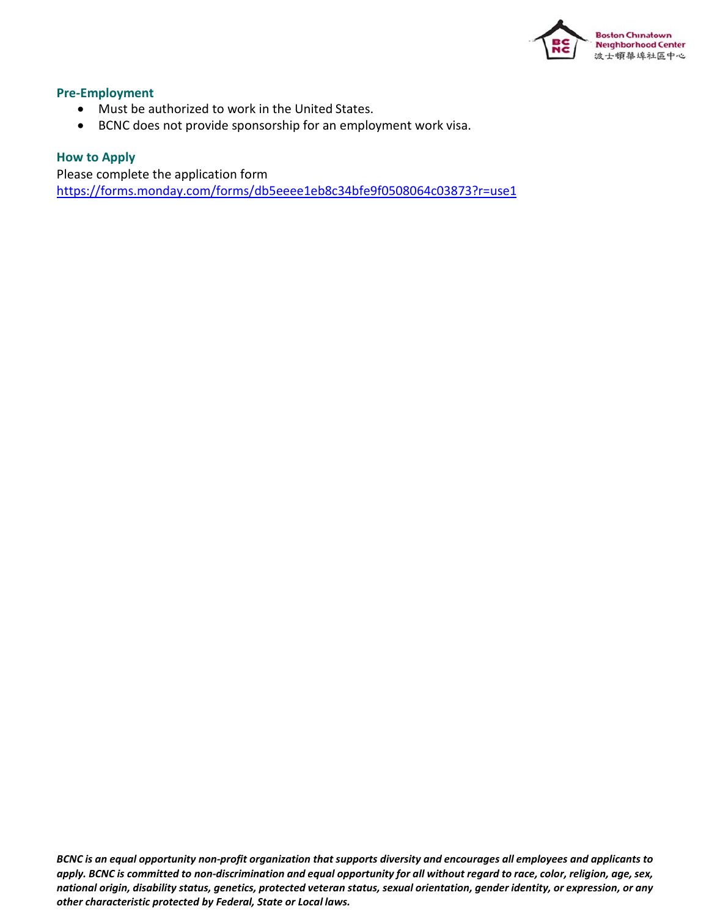### Pre-Employment

- Must be authorized to work in the United States.
- BCNC does not provide sponsorship for an employment work visa.

### How to Apply

Please complete the application form
https://forms.monday.com/forms/db5eeee1eb8c34bfe9f0508064c03873?r=use1

***BCNC is an equal opportunity non-profit organization that supports diversity and encourages all employees and applicants to apply. BCNC is committed to non-discrimination and equal opportunity for all without regard to race, color, religion, age, sex, national origin, disability status, genetics, protected veteran status, sexual orientation, gender identity, or expression, or any other characteristic protected by Federal, State or Local laws.***